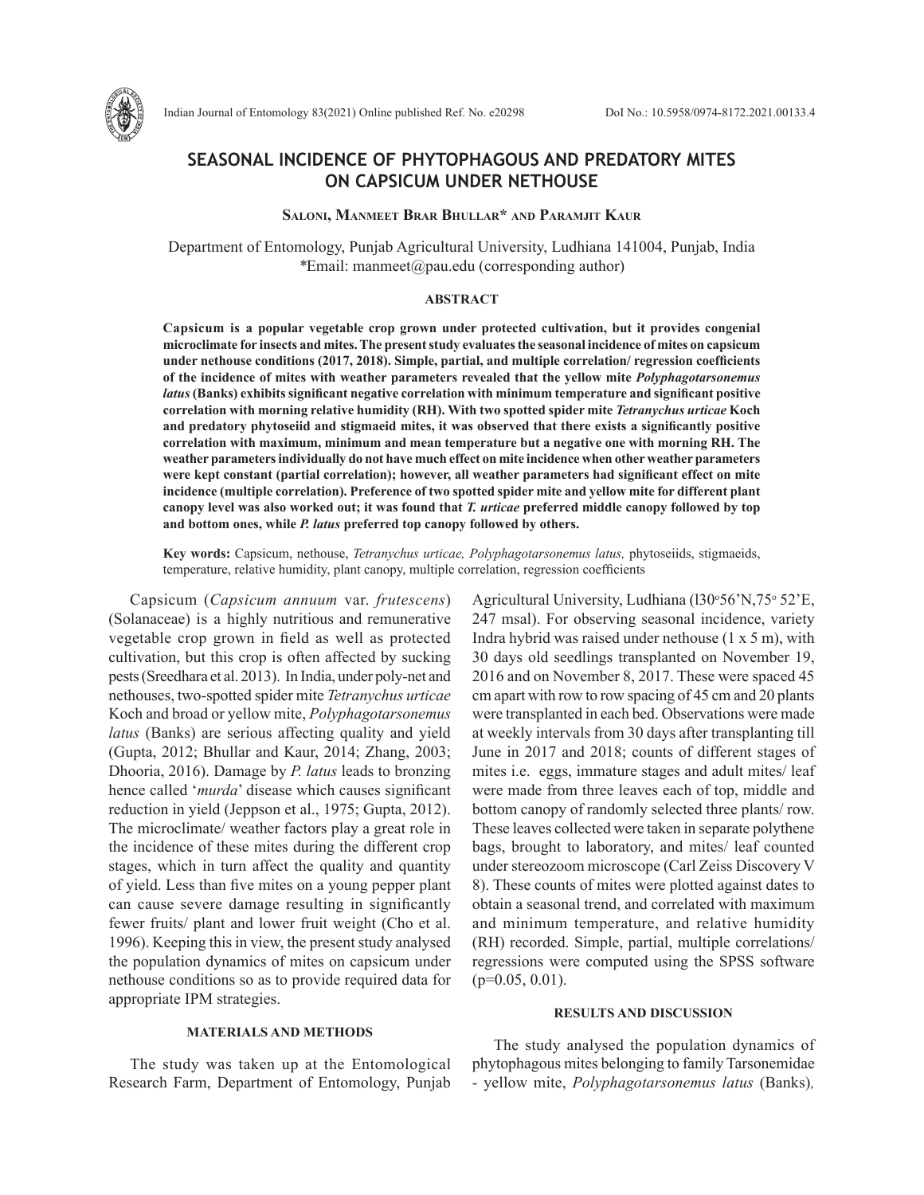# SEASONAL INCIDENCE OF PHYTOPHAGOUS AND PREDATORY MITES ON CAPSICUM UNDER NETHOUSE

**Saloni, Manmeet Brar Bhullar* and Paramjit Kaur**

Department of Entomology, Punjab Agricultural University, Ludhiana 141004, Punjab, India
*Email: manmeet@pau.edu (corresponding author)

### ABSTRACT

**Capsicum is a popular vegetable crop grown under protected cultivation, but it provides congenial microclimate for insects and mites. The present study evaluates the seasonal incidence of mites on capsicum under nethouse conditions (2017, 2018). Simple, partial, and multiple correlation/ regression coefficients of the incidence of mites with weather parameters revealed that the yellow mite *Polyphagotarsonemus latus* (Banks) exhibits significant negative correlation with minimum temperature and significant positive correlation with morning relative humidity (RH). With two spotted spider mite *Tetranychus urticae* Koch and predatory phytoseiid and stigmaeid mites, it was observed that there exists a significantly positive correlation with maximum, minimum and mean temperature but a negative one with morning RH. The weather parameters individually do not have much effect on mite incidence when other weather parameters were kept constant (partial correlation); however, all weather parameters had significant effect on mite incidence (multiple correlation). Preference of two spotted spider mite and yellow mite for different plant canopy level was also worked out; it was found that *T. urticae* preferred middle canopy followed by top and bottom ones, while *P. latus* preferred top canopy followed by others.**

**Key words:** Capsicum, nethouse, *Tetranychus urticae, Polyphagotarsonemus latus,* phytoseiids, stigmaeids, temperature, relative humidity, plant canopy, multiple correlation, regression coefficients

Capsicum (*Capsicum annuum* var. *frutescens*) (Solanaceae) is a highly nutritious and remunerative vegetable crop grown in field as well as protected cultivation, but this crop is often affected by sucking pests (Sreedhara et al. 2013). In India, under poly-net and nethouses, two-spotted spider mite *Tetranychus urticae* Koch and broad or yellow mite, *Polyphagotarsonemus latus* (Banks) are serious affecting quality and yield (Gupta, 2012; Bhullar and Kaur, 2014; Zhang, 2003; Dhooria, 2016). Damage by *P. latus* leads to bronzing hence called '*murda*' disease which causes significant reduction in yield (Jeppson et al., 1975; Gupta, 2012). The microclimate/ weather factors play a great role in the incidence of these mites during the different crop stages, which in turn affect the quality and quantity of yield. Less than five mites on a young pepper plant can cause severe damage resulting in significantly fewer fruits/ plant and lower fruit weight (Cho et al. 1996). Keeping this in view, the present study analysed the population dynamics of mites on capsicum under nethouse conditions so as to provide required data for appropriate IPM strategies.

## MATERIALS AND METHODS

The study was taken up at the Entomological Research Farm, Department of Entomology, Punjab Agricultural University, Ludhiana (l30°56'N,75° 52'E, 247 msal). For observing seasonal incidence, variety Indra hybrid was raised under nethouse (1 x 5 m), with 30 days old seedlings transplanted on November 19, 2016 and on November 8, 2017. These were spaced 45 cm apart with row to row spacing of 45 cm and 20 plants were transplanted in each bed. Observations were made at weekly intervals from 30 days after transplanting till June in 2017 and 2018; counts of different stages of mites i.e. eggs, immature stages and adult mites/ leaf were made from three leaves each of top, middle and bottom canopy of randomly selected three plants/ row. These leaves collected were taken in separate polythene bags, brought to laboratory, and mites/ leaf counted under stereozoom microscope (Carl Zeiss Discovery V 8). These counts of mites were plotted against dates to obtain a seasonal trend, and correlated with maximum and minimum temperature, and relative humidity (RH) recorded. Simple, partial, multiple correlations/ regressions were computed using the SPSS software ($p$=0.05, 0.01).

## RESULTS AND DISCUSSION

The study analysed the population dynamics of phytophagous mites belonging to family Tarsonemidae - yellow mite, *Polyphagotarsonemus latus* (Banks),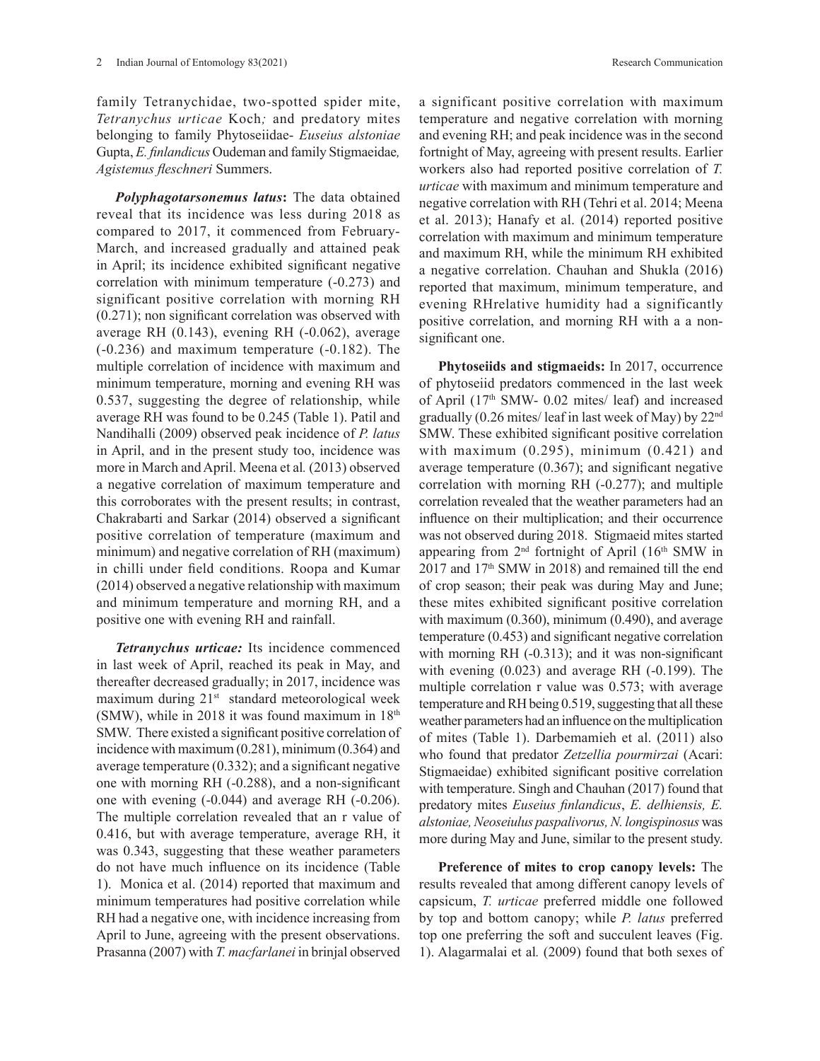family Tetranychidae, two-spotted spider mite, *Tetranychus urticae* Koch*;* and predatory mites belonging to family Phytoseiidae- *Euseius alstoniae* Gupta, *E. finlandicus* Oudeman and family Stigmaeidae*, Agistemus fleschneri* Summers.

***Polyphagotarsonemus latus*:** The data obtained reveal that its incidence was less during 2018 as compared to 2017, it commenced from February-March, and increased gradually and attained peak in April; its incidence exhibited significant negative correlation with minimum temperature (-0.273) and significant positive correlation with morning RH (0.271); non significant correlation was observed with average RH (0.143), evening RH (-0.062), average (-0.236) and maximum temperature (-0.182). The multiple correlation of incidence with maximum and minimum temperature, morning and evening RH was 0.537, suggesting the degree of relationship, while average RH was found to be 0.245 (Table 1). Patil and Nandihalli (2009) observed peak incidence of *P. latus* in April, and in the present study too, incidence was more in March and April. Meena et al*.* (2013) observed a negative correlation of maximum temperature and this corroborates with the present results; in contrast, Chakrabarti and Sarkar (2014) observed a significant positive correlation of temperature (maximum and minimum) and negative correlation of RH (maximum) in chilli under field conditions. Roopa and Kumar (2014) observed a negative relationship with maximum and minimum temperature and morning RH, and a positive one with evening RH and rainfall.

***Tetranychus urticae:*** Its incidence commenced in last week of April, reached its peak in May, and thereafter decreased gradually; in 2017, incidence was maximum during 21st standard meteorological week (SMW), while in 2018 it was found maximum in 18th SMW. There existed a significant positive correlation of incidence with maximum (0.281), minimum (0.364) and average temperature (0.332); and a significant negative one with morning RH (-0.288), and a non-significant one with evening (-0.044) and average RH (-0.206). The multiple correlation revealed that an r value of 0.416, but with average temperature, average RH, it was 0.343, suggesting that these weather parameters do not have much influence on its incidence (Table 1). Monica et al. (2014) reported that maximum and minimum temperatures had positive correlation while RH had a negative one, with incidence increasing from April to June, agreeing with the present observations. Prasanna (2007) with *T. macfarlanei* in brinjal observed a significant positive correlation with maximum temperature and negative correlation with morning and evening RH; and peak incidence was in the second fortnight of May, agreeing with present results. Earlier workers also had reported positive correlation of *T. urticae* with maximum and minimum temperature and negative correlation with RH (Tehri et al. 2014; Meena et al. 2013); Hanafy et al. (2014) reported positive correlation with maximum and minimum temperature and maximum RH, while the minimum RH exhibited a negative correlation. Chauhan and Shukla (2016) reported that maximum, minimum temperature, and evening RHrelative humidity had a significantly positive correlation, and morning RH with a a non-significant one.

**Phytoseiids and stigmaeids:** In 2017, occurrence of phytoseiid predators commenced in the last week of April (17th SMW- 0.02 mites/ leaf) and increased gradually (0.26 mites/ leaf in last week of May) by 22nd SMW. These exhibited significant positive correlation with maximum (0.295), minimum (0.421) and average temperature (0.367); and significant negative correlation with morning RH (-0.277); and multiple correlation revealed that the weather parameters had an influence on their multiplication; and their occurrence was not observed during 2018. Stigmaeid mites started appearing from 2nd fortnight of April (16th SMW in 2017 and 17th SMW in 2018) and remained till the end of crop season; their peak was during May and June; these mites exhibited significant positive correlation with maximum (0.360), minimum (0.490), and average temperature (0.453) and significant negative correlation with morning RH (-0.313); and it was non-significant with evening (0.023) and average RH (-0.199). The multiple correlation r value was 0.573; with average temperature and RH being 0.519, suggesting that all these weather parameters had an influence on the multiplication of mites (Table 1). Darbemamieh et al. (2011) also who found that predator *Zetzellia pourmirzai* (Acari: Stigmaeidae) exhibited significant positive correlation with temperature. Singh and Chauhan (2017) found that predatory mites *Euseius finlandicus*, *E. delhiensis, E. alstoniae, Neoseiulus paspalivorus, N. longispinosus* was more during May and June, similar to the present study.

**Preference of mites to crop canopy levels:** The results revealed that among different canopy levels of capsicum, *T. urticae* preferred middle one followed by top and bottom canopy; while *P. latus* preferred top one preferring the soft and succulent leaves (Fig. 1). Alagarmalai et al*.* (2009) found that both sexes of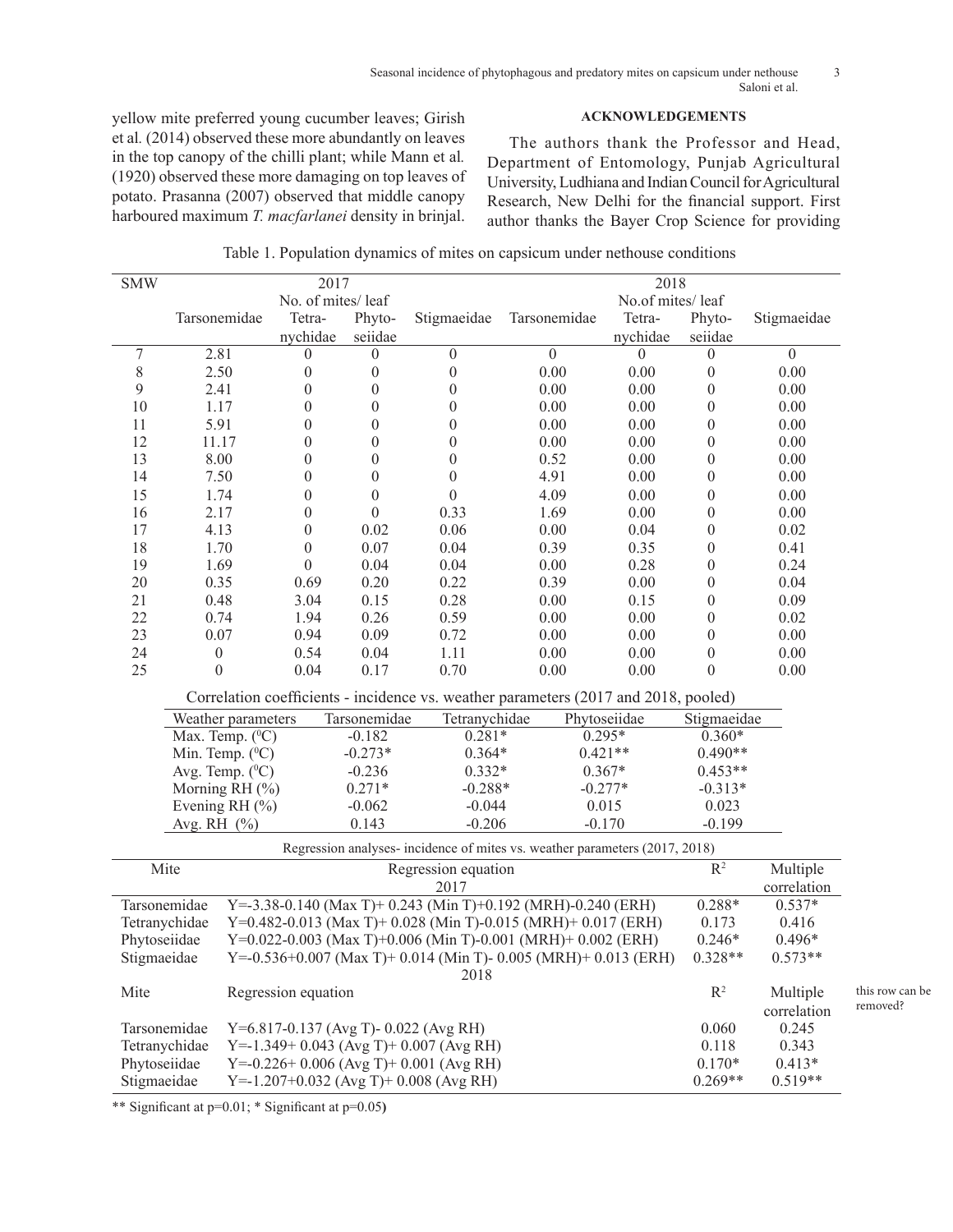yellow mite preferred young cucumber leaves; Girish et al. (2014) observed these more abundantly on leaves in the top canopy of the chilli plant; while Mann et al. (1920) observed these more damaging on top leaves of potato. Prasanna (2007) observed that middle canopy harboured maximum *T. macfarlanei* density in brinjal.

## ACKNOWLEDGEMENTS

The authors thank the Professor and Head, Department of Entomology, Punjab Agricultural University, Ludhiana and Indian Council for Agricultural Research, New Delhi for the financial support. First author thanks the Bayer Crop Science for providing

Table 1. Population dynamics of mites on capsicum under nethouse conditions

| SMW | 2017 | | | | 2018 | | | |
|---|---|---|---|---|---|---|---|---|
| | No. of mites/ leaf | | | | No.of mites/ leaf | | | |
| | Tarsonemidae | Tetra-nychidae | Phyto-seiidae | Stigmaeidae | Tarsonemidae | Tetra-nychidae | Phyto-seiidae | Stigmaeidae |
| 7 | 2.81 | 0 | 0 | 0 | 0 | 0 | 0 | 0 |
| 8 | 2.50 | 0 | 0 | 0 | 0.00 | 0.00 | 0 | 0.00 |
| 9 | 2.41 | 0 | 0 | 0 | 0.00 | 0.00 | 0 | 0.00 |
| 10 | 1.17 | 0 | 0 | 0 | 0.00 | 0.00 | 0 | 0.00 |
| 11 | 5.91 | 0 | 0 | 0 | 0.00 | 0.00 | 0 | 0.00 |
| 12 | 11.17 | 0 | 0 | 0 | 0.00 | 0.00 | 0 | 0.00 |
| 13 | 8.00 | 0 | 0 | 0 | 0.52 | 0.00 | 0 | 0.00 |
| 14 | 7.50 | 0 | 0 | 0 | 4.91 | 0.00 | 0 | 0.00 |
| 15 | 1.74 | 0 | 0 | 0 | 4.09 | 0.00 | 0 | 0.00 |
| 16 | 2.17 | 0 | 0 | 0.33 | 1.69 | 0.00 | 0 | 0.00 |
| 17 | 4.13 | 0 | 0.02 | 0.06 | 0.00 | 0.04 | 0 | 0.02 |
| 18 | 1.70 | 0 | 0.07 | 0.04 | 0.39 | 0.35 | 0 | 0.41 |
| 19 | 1.69 | 0 | 0.04 | 0.04 | 0.00 | 0.28 | 0 | 0.24 |
| 20 | 0.35 | 0.69 | 0.20 | 0.22 | 0.39 | 0.00 | 0 | 0.04 |
| 21 | 0.48 | 3.04 | 0.15 | 0.28 | 0.00 | 0.15 | 0 | 0.09 |
| 22 | 0.74 | 1.94 | 0.26 | 0.59 | 0.00 | 0.00 | 0 | 0.02 |
| 23 | 0.07 | 0.94 | 0.09 | 0.72 | 0.00 | 0.00 | 0 | 0.00 |
| 24 | 0 | 0.54 | 0.04 | 1.11 | 0.00 | 0.00 | 0 | 0.00 |
| 25 | 0 | 0.04 | 0.17 | 0.70 | 0.00 | 0.00 | 0 | 0.00 |

Correlation coefficients - incidence vs. weather parameters (2017 and 2018, pooled)

| Weather parameters | Tarsonemidae | Tetranychidae | Phytoseiidae | Stigmaeidae |
|---|---|---|---|---|
| Max. Temp. ($^0$C) | -0.182 | 0.281* | 0.295* | 0.360* |
| Min. Temp. ($^0$C) | -0.273* | 0.364* | 0.421** | 0.490** |
| Avg. Temp. ($^0$C) | -0.236 | 0.332* | 0.367* | 0.453** |
| Morning RH (%) | 0.271* | -0.288* | -0.277* | -0.313* |
| Evening RH (%) | -0.062 | -0.044 | 0.015 | 0.023 |
| Avg. RH (%) | 0.143 | -0.206 | -0.170 | -0.199 |

Regression analyses- incidence of mites vs. weather parameters (2017, 2018)

| Mite | Regression equation | $R^2$ | Multiple correlation |
|---|---|---|---|
| | 2017 | | |
| Tarsonemidae | Y=-3.38-0.140 (Max T)+ 0.243 (Min T)+0.192 (MRH)-0.240 (ERH) | 0.288* | 0.537* |
| Tetranychidae | Y=0.482-0.013 (Max T)+ 0.028 (Min T)-0.015 (MRH)+ 0.017 (ERH) | 0.173 | 0.416 |
| Phytoseiidae | Y=0.022-0.003 (Max T)+0.006 (Min T)-0.001 (MRH)+ 0.002 (ERH) | 0.246* | 0.496* |
| Stigmaeidae | Y=-0.536+0.007 (Max T)+ 0.014 (Min T)- 0.005 (MRH)+ 0.013 (ERH) | 0.328** | 0.573** |
| | 2018 | | |
| Mite | Regression equation | $R^2$ | Multiple correlation |
| Tarsonemidae | Y=6.817-0.137 (Avg T)- 0.022 (Avg RH) | 0.060 | 0.245 |
| Tetranychidae | Y=-1.349+ 0.043 (Avg T)+ 0.007 (Avg RH) | 0.118 | 0.343 |
| Phytoseiidae | Y=-0.226+ 0.006 (Avg T)+ 0.001 (Avg RH) | 0.170* | 0.413* |
| Stigmaeidae | Y=-1.207+0.032 (Avg T)+ 0.008 (Avg RH) | 0.269** | 0.519** |

this row can be removed?

** Significant at p=0.01; * Significant at p=0.05)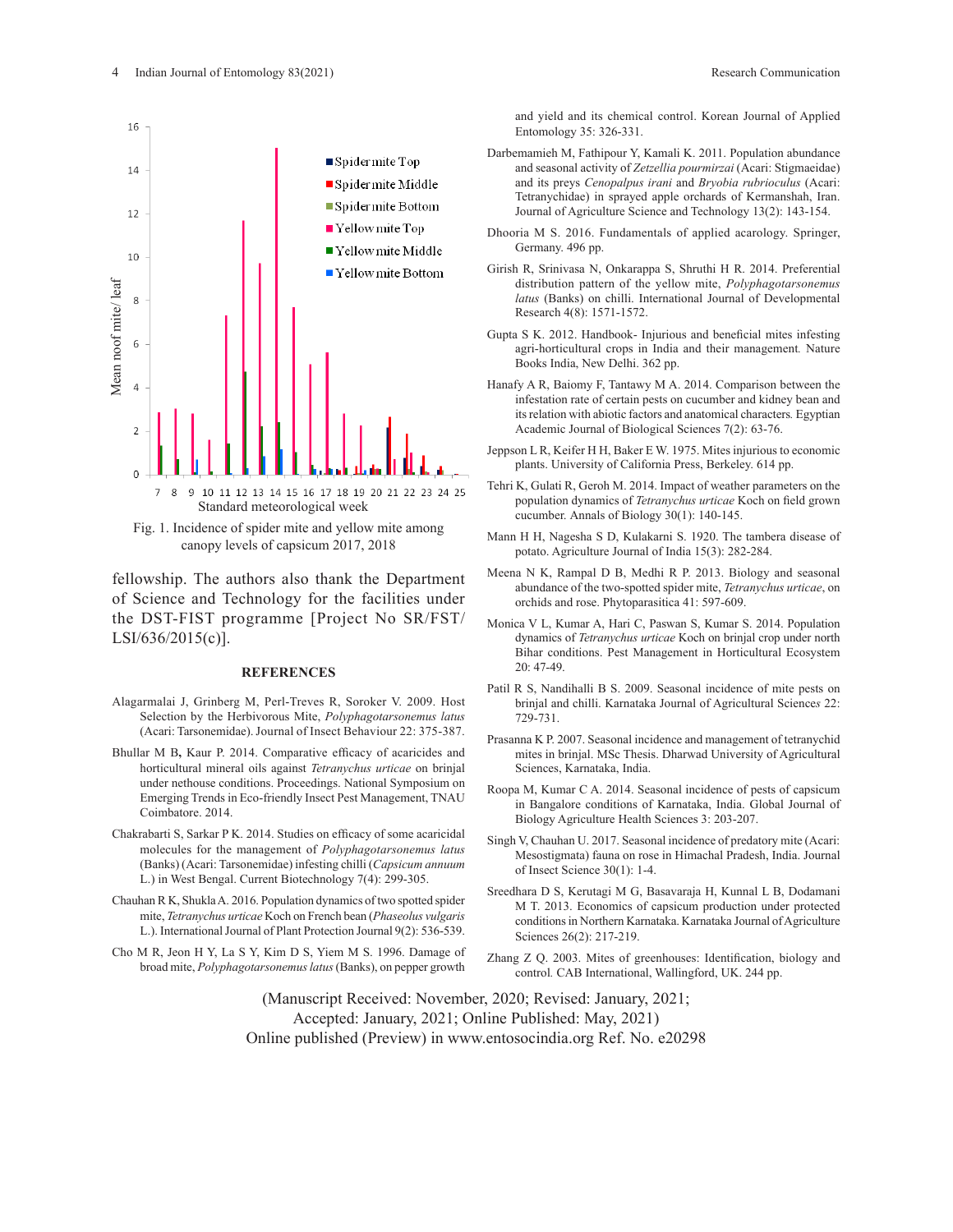16

14

12

10

8

6

4

2

0

Mean noof mite/ leaf

7 8 9 10 11 12 13 14 15 16 17 18 19 20 21 22 23 24 25

Standard meteorological week

Spider mite Top
Spider mite Middle
Spider mite Bottom
Yellow mite Top
Yellow mite Middle
Yellow mite Bottom

Fig. 1. Incidence of spider mite and yellow mite among canopy levels of capsicum 2017, 2018

fellowship. The authors also thank the Department of Science and Technology for the facilities under the DST-FIST programme [Project No SR/FST/LSI/636/2015(c)].

## REFERENCES

Alagarmalai J, Grinberg M, Perl-Treves R, Soroker V. 2009. Host Selection by the Herbivorous Mite, *Polyphagotarsonemus latus* (Acari: Tarsonemidae). Journal of Insect Behaviour 22: 375-387.

Bhullar M B, Kaur P. 2014. Comparative efficacy of acaricides and horticultural mineral oils against *Tetranychus urticae* on brinjal under nethouse conditions. Proceedings. National Symposium on Emerging Trends in Eco-friendly Insect Pest Management, TNAU Coimbatore. 2014.

Chakrabarti S, Sarkar P K. 2014. Studies on efficacy of some acaricidal molecules for the management of *Polyphagotarsonemus latus* (Banks) (Acari: Tarsonemidae) infesting chilli (*Capsicum annuum* L.) in West Bengal. Current Biotechnology 7(4): 299-305.

Chauhan R K, Shukla A. 2016. Population dynamics of two spotted spider mite, *Tetranychus urticae* Koch on French bean (*Phaseolus vulgaris* L.). International Journal of Plant Protection Journal 9(2): 536-539.

Cho M R, Jeon H Y, La S Y, Kim D S, Yiem M S. 1996. Damage of broad mite, *Polyphagotarsonemus latus* (Banks), on pepper growth and yield and its chemical control. Korean Journal of Applied Entomology 35: 326-331.

Darbemamieh M, Fathipour Y, Kamali K. 2011. Population abundance and seasonal activity of *Zetzellia pourmirzai* (Acari: Stigmaeidae) and its preys *Cenopalpus irani* and *Bryobia rubrioculus* (Acari: Tetranychidae) in sprayed apple orchards of Kermanshah, Iran. Journal of Agriculture Science and Technology 13(2): 143-154.

Dhooria M S. 2016. Fundamentals of applied acarology. Springer, Germany. 496 pp.

Girish R, Srinivasa N, Onkarappa S, Shruthi H R. 2014. Preferential distribution pattern of the yellow mite, *Polyphagotarsonemus latus* (Banks) on chilli. International Journal of Developmental Research 4(8): 1571-1572.

Gupta S K. 2012. Handbook- Injurious and beneficial mites infesting agri-horticultural crops in India and their management. Nature Books India, New Delhi. 362 pp.

Hanafy A R, Baiomy F, Tantawy M A. 2014. Comparison between the infestation rate of certain pests on cucumber and kidney bean and its relation with abiotic factors and anatomical characters. Egyptian Academic Journal of Biological Sciences 7(2): 63-76.

Jeppson L R, Keifer H H, Baker E W. 1975. Mites injurious to economic plants. University of California Press, Berkeley. 614 pp.

Tehri K, Gulati R, Geroh M. 2014. Impact of weather parameters on the population dynamics of *Tetranychus urticae* Koch on field grown cucumber. Annals of Biology 30(1): 140-145.

Mann H H, Nagesha S D, Kulakarni S. 1920. The tambera disease of potato. Agriculture Journal of India 15(3): 282-284.

Meena N K, Rampal D B, Medhi R P. 2013. Biology and seasonal abundance of the two-spotted spider mite, *Tetranychus urticae*, on orchids and rose. Phytoparasitica 41: 597-609.

Monica V L, Kumar A, Hari C, Paswan S, Kumar S. 2014. Population dynamics of *Tetranychus urticae* Koch on brinjal crop under north Bihar conditions. Pest Management in Horticultural Ecosystem 20: 47-49.

Patil R S, Nandihalli B S. 2009. Seasonal incidence of mite pests on brinjal and chilli. Karnataka Journal of Agricultural Science*s* 22: 729-731.

Prasanna K P. 2007. Seasonal incidence and management of tetranychid mites in brinjal. MSc Thesis. Dharwad University of Agricultural Sciences, Karnataka, India.

Roopa M, Kumar C A. 2014. Seasonal incidence of pests of capsicum in Bangalore conditions of Karnataka, India. Global Journal of Biology Agriculture Health Sciences 3: 203-207.

Singh V, Chauhan U. 2017. Seasonal incidence of predatory mite (Acari: Mesostigmata) fauna on rose in Himachal Pradesh, India. Journal of Insect Science 30(1): 1-4.

Sreedhara D S, Kerutagi M G, Basavaraja H, Kunnal L B, Dodamani M T. 2013. Economics of capsicum production under protected conditions in Northern Karnataka. Karnataka Journal of Agriculture Sciences 26(2): 217-219.

Zhang Z Q. 2003. Mites of greenhouses: Identification, biology and control. CAB International, Wallingford, UK. 244 pp.

(Manuscript Received: November, 2020; Revised: January, 2021;
Accepted: January, 2021; Online Published: May, 2021)
Online published (Preview) in www.entosocindia.org Ref. No. e20298